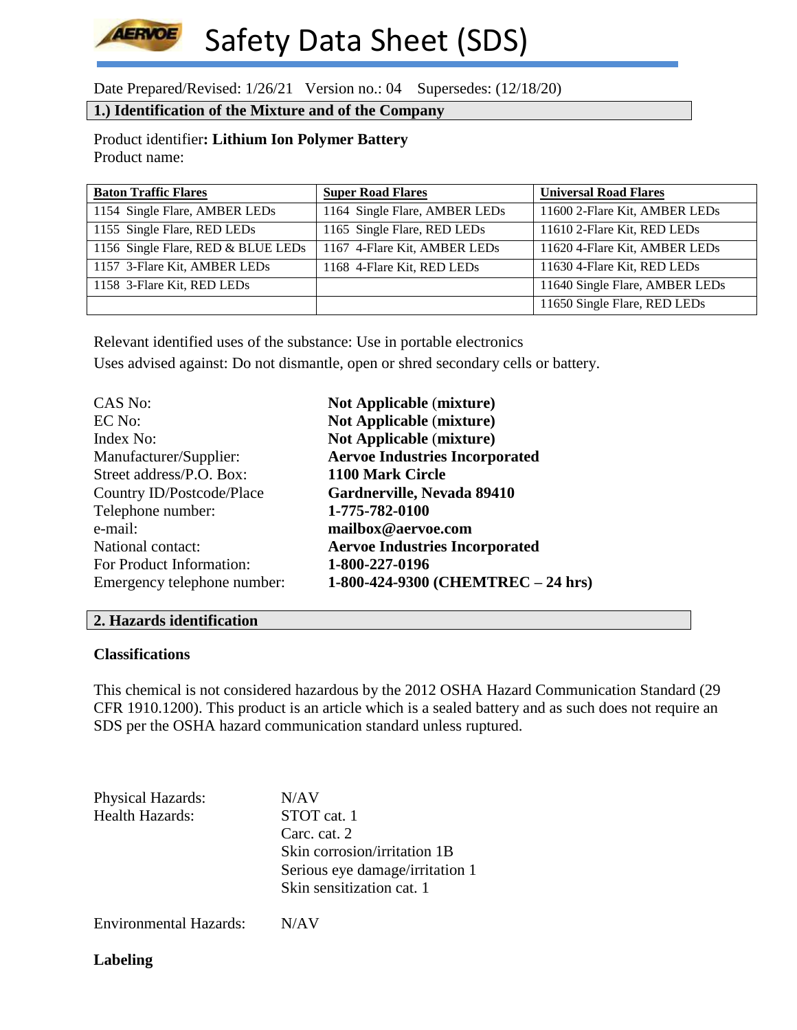# Safety Data Sheet (SDS)

Date Prepared/Revised: 1/26/21 Version no.: 04 Supersedes: (12/18/20)

## 1.) Identification of the Mixture and of the Company

Product identifier**: Lithium Ion Polymer Battery**
Product name:

| Baton Traffic Flares | Super Road Flares | Universal Road Flares |
|---|---|---|
| 1154 Single Flare, AMBER LEDs | 1164 Single Flare, AMBER LEDs | 11600 2-Flare Kit, AMBER LEDs |
| 1155 Single Flare, RED LEDs | 1165 Single Flare, RED LEDs | 11610 2-Flare Kit, RED LEDs |
| 1156 Single Flare, RED & BLUE LEDs | 1167 4-Flare Kit, AMBER LEDs | 11620 4-Flare Kit, AMBER LEDs |
| 1157 3-Flare Kit, AMBER LEDs | 1168 4-Flare Kit, RED LEDs | 11630 4-Flare Kit, RED LEDs |
| 1158 3-Flare Kit, RED LEDs | | 11640 Single Flare, AMBER LEDs |
| | | 11650 Single Flare, RED LEDs |

Relevant identified uses of the substance: Use in portable electronics

Uses advised against: Do not dismantle, open or shred secondary cells or battery.

| | |
|---|---|
| CAS No: | **Not Applicable (mixture)** |
| EC No: | **Not Applicable (mixture)** |
| Index No: | **Not Applicable (mixture)** |
| Manufacturer/Supplier: | **Aervoe Industries Incorporated** |
| Street address/P.O. Box: | **1100 Mark Circle** |
| Country ID/Postcode/Place | **Gardnerville, Nevada 89410** |
| Telephone number: | **1-775-782-0100** |
| e-mail: | **mailbox@aervoe.com** |
| National contact: | **Aervoe Industries Incorporated** |
| For Product Information: | **1-800-227-0196** |
| Emergency telephone number: | **1-800-424-9300 (CHEMTREC – 24 hrs)** |

## 2. Hazards identification

**Classifications**

This chemical is not considered hazardous by the 2012 OSHA Hazard Communication Standard (29 CFR 1910.1200). This product is an article which is a sealed battery and as such does not require an SDS per the OSHA hazard communication standard unless ruptured.

Physical Hazards: N/AV

Health Hazards:
- STOT cat. 1
- Carc. cat. 2
- Skin corrosion/irritation 1B
- Serious eye damage/irritation 1
- Skin sensitization cat. 1

Environmental Hazards: N/AV

**Labeling**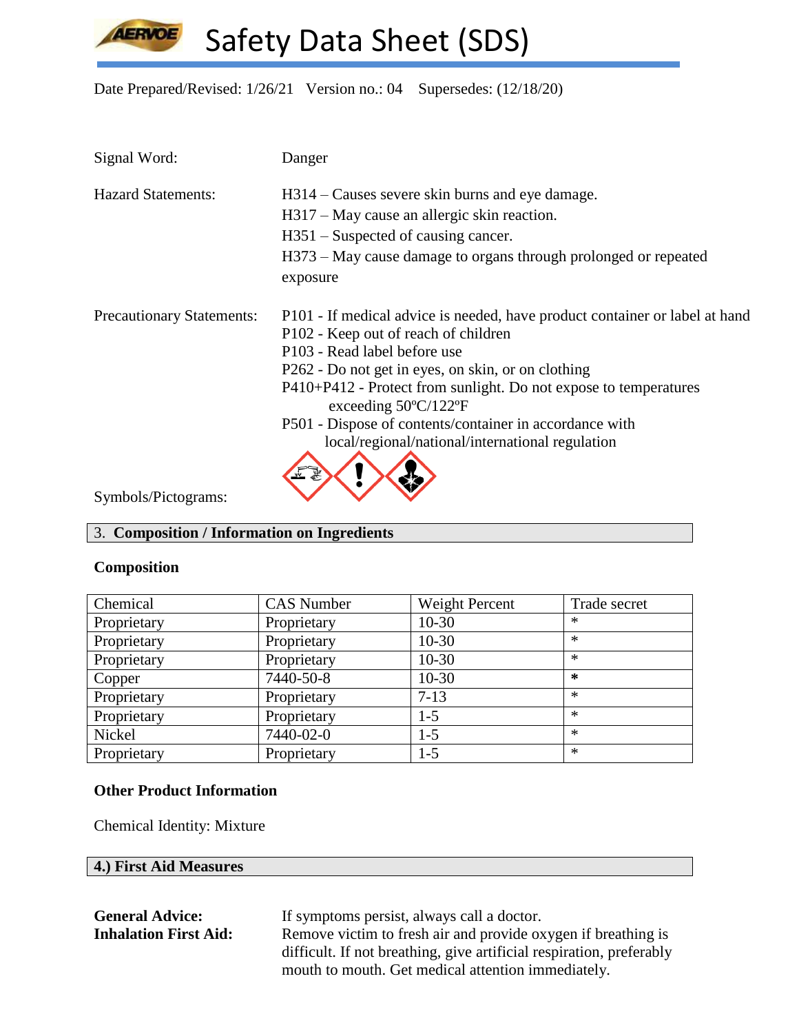# Safety Data Sheet (SDS)

Date Prepared/Revised: 1/26/21 Version no.: 04 Supersedes: (12/18/20)

Signal Word: Danger

Hazard Statements:
H314 – Causes severe skin burns and eye damage.
H317 – May cause an allergic skin reaction.
H351 – Suspected of causing cancer.
H373 – May cause damage to organs through prolonged or repeated exposure

Precautionary Statements:
P101 - If medical advice is needed, have product container or label at hand
P102 - Keep out of reach of children
P103 - Read label before use
P262 - Do not get in eyes, on skin, or on clothing
P410+P412 - Protect from sunlight. Do not expose to temperatures exceeding 50ºC/122ºF
P501 - Dispose of contents/container in accordance with local/regional/national/international regulation

Symbols/Pictograms:

## 3. Composition / Information on Ingredients

### Composition

| Chemical | CAS Number | Weight Percent | Trade secret |
| --- | --- | --- | --- |
| Proprietary | Proprietary | 10-30 | * |
| Proprietary | Proprietary | 10-30 | * |
| Proprietary | Proprietary | 10-30 | * |
| Copper | 7440-50-8 | 10-30 | * |
| Proprietary | Proprietary | 7-13 | * |
| Proprietary | Proprietary | 1-5 | * |
| Nickel | 7440-02-0 | 1-5 | * |
| Proprietary | Proprietary | 1-5 | * |

### Other Product Information

Chemical Identity: Mixture

## 4.) First Aid Measures

**General Advice:** If symptoms persist, always call a doctor.

**Inhalation First Aid:** Remove victim to fresh air and provide oxygen if breathing is difficult. If not breathing, give artificial respiration, preferably mouth to mouth. Get medical attention immediately.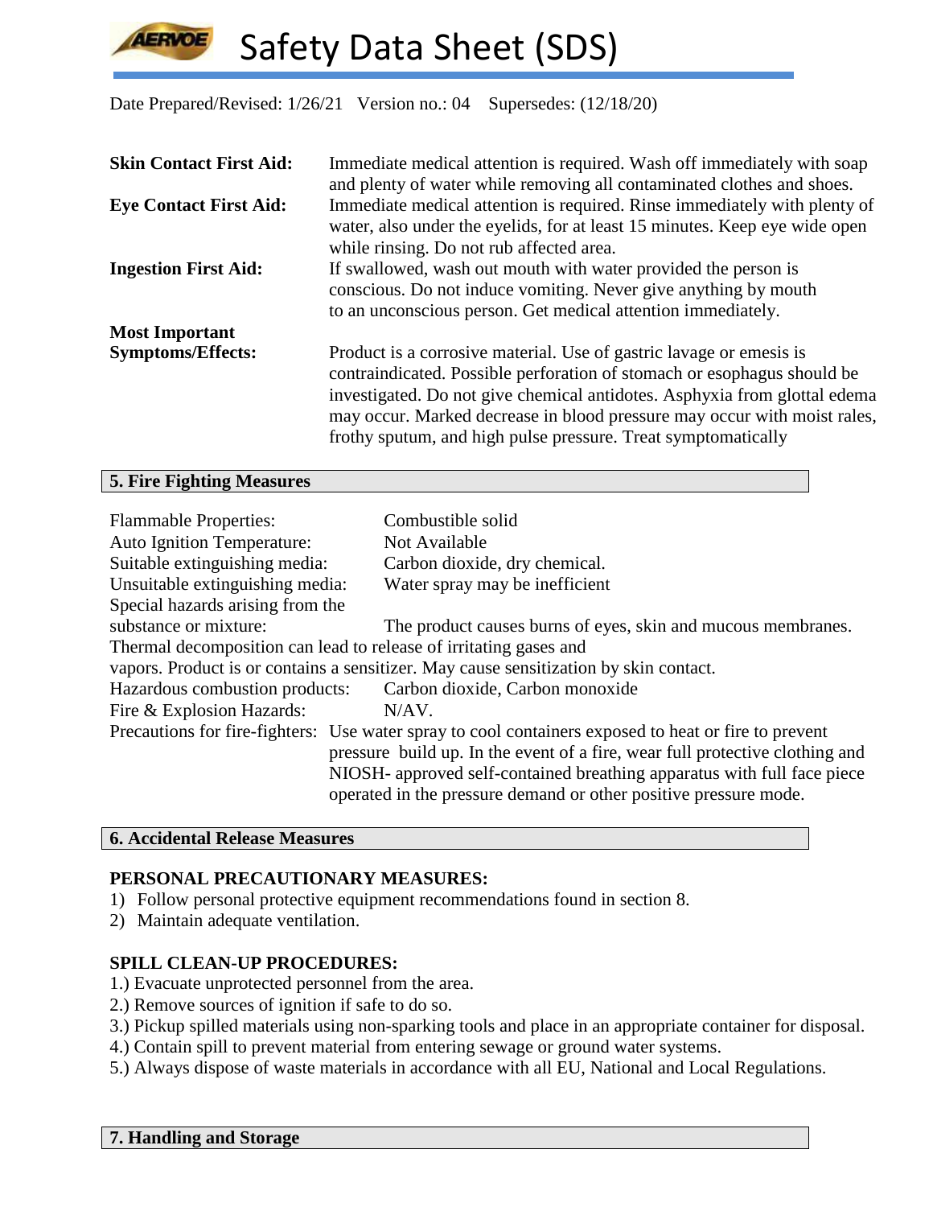Date Prepared/Revised: 1/26/21 Version no.: 04 Supersedes: (12/18/20)

**Skin Contact First Aid:** Immediate medical attention is required. Wash off immediately with soap and plenty of water while removing all contaminated clothes and shoes.

**Eye Contact First Aid:** Immediate medical attention is required. Rinse immediately with plenty of water, also under the eyelids, for at least 15 minutes. Keep eye wide open while rinsing. Do not rub affected area.

**Ingestion First Aid:** If swallowed, wash out mouth with water provided the person is conscious. Do not induce vomiting. Never give anything by mouth to an unconscious person. Get medical attention immediately.

**Most Important Symptoms/Effects:** Product is a corrosive material. Use of gastric lavage or emesis is contraindicated. Possible perforation of stomach or esophagus should be investigated. Do not give chemical antidotes. Asphyxia from glottal edema may occur. Marked decrease in blood pressure may occur with moist rales, frothy sputum, and high pulse pressure. Treat symptomatically

## 5. Fire Fighting Measures

Flammable Properties: Combustible solid

Auto Ignition Temperature: Not Available

Suitable extinguishing media: Carbon dioxide, dry chemical.

Unsuitable extinguishing media: Water spray may be inefficient

Special hazards arising from the substance or mixture: The product causes burns of eyes, skin and mucous membranes. Thermal decomposition can lead to release of irritating gases and vapors. Product is or contains a sensitizer. May cause sensitization by skin contact.

Hazardous combustion products: Carbon dioxide, Carbon monoxide

Fire & Explosion Hazards: N/AV.

Precautions for fire-fighters: Use water spray to cool containers exposed to heat or fire to prevent pressure build up. In the event of a fire, wear full protective clothing and NIOSH- approved self-contained breathing apparatus with full face piece operated in the pressure demand or other positive pressure mode.

## 6. Accidental Release Measures

**PERSONAL PRECAUTIONARY MEASURES:**

1) Follow personal protective equipment recommendations found in section 8.
2) Maintain adequate ventilation.

**SPILL CLEAN-UP PROCEDURES:**

1.) Evacuate unprotected personnel from the area.
2.) Remove sources of ignition if safe to do so.
3.) Pickup spilled materials using non-sparking tools and place in an appropriate container for disposal.
4.) Contain spill to prevent material from entering sewage or ground water systems.
5.) Always dispose of waste materials in accordance with all EU, National and Local Regulations.

## 7. Handling and Storage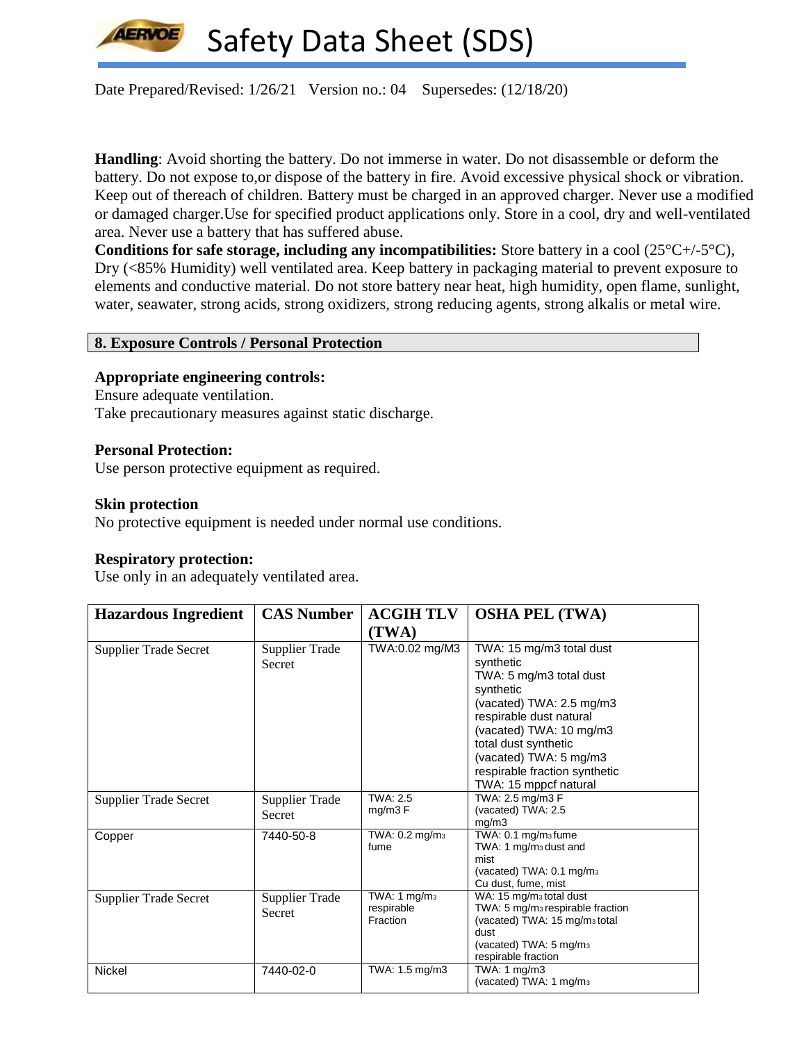Date Prepared/Revised: 1/26/21 Version no.: 04 Supersedes: (12/18/20)

**Handling**: Avoid shorting the battery. Do not immerse in water. Do not disassemble or deform the battery. Do not expose to,or dispose of the battery in fire. Avoid excessive physical shock or vibration. Keep out of thereach of children. Battery must be charged in an approved charger. Never use a modified or damaged charger.Use for specified product applications only. Store in a cool, dry and well-ventilated area. Never use a battery that has suffered abuse.

**Conditions for safe storage, including any incompatibilities:** Store battery in a cool (25°C+/-5°C), Dry (<85% Humidity) well ventilated area. Keep battery in packaging material to prevent exposure to elements and conductive material. Do not store battery near heat, high humidity, open flame, sunlight, water, seawater, strong acids, strong oxidizers, strong reducing agents, strong alkalis or metal wire.

## 8. Exposure Controls / Personal Protection

**Appropriate engineering controls:**
Ensure adequate ventilation.
Take precautionary measures against static discharge.

**Personal Protection:**
Use person protective equipment as required.

**Skin protection**
No protective equipment is needed under normal use conditions.

**Respiratory protection:**
Use only in an adequately ventilated area.

| Hazardous Ingredient | CAS Number | ACGIH TLV (TWA) | OSHA PEL (TWA) |
|---|---|---|---|
| Supplier Trade Secret | Supplier Trade Secret | TWA:0.02 mg/M3 | TWA: 15 mg/m3 total dust synthetic<br>TWA: 5 mg/m3 total dust synthetic<br>(vacated) TWA: 2.5 mg/m3 respirable dust natural<br>(vacated) TWA: 10 mg/m3 total dust synthetic<br>(vacated) TWA: 5 mg/m3 respirable fraction synthetic<br>TWA: 15 mppcf natural |
| Supplier Trade Secret | Supplier Trade Secret | TWA: 2.5 mg/m3 F | TWA: 2.5 mg/m3 F<br>(vacated) TWA: 2.5 mg/m3 |
| Copper | 7440-50-8 | TWA: 0.2 mg/m3 fume | TWA: 0.1 mg/m3 fume<br>TWA: 1 mg/m3 dust and mist<br>(vacated) TWA: 0.1 mg/m3 Cu dust, fume, mist |
| Supplier Trade Secret | Supplier Trade Secret | TWA: 1 mg/m3 respirable Fraction | WA: 15 mg/m3 total dust<br>TWA: 5 mg/m3 respirable fraction<br>(vacated) TWA: 15 mg/m3 total dust<br>(vacated) TWA: 5 mg/m3 respirable fraction |
| Nickel | 7440-02-0 | TWA: 1.5 mg/m3 | TWA: 1 mg/m3<br>(vacated) TWA: 1 mg/m3 |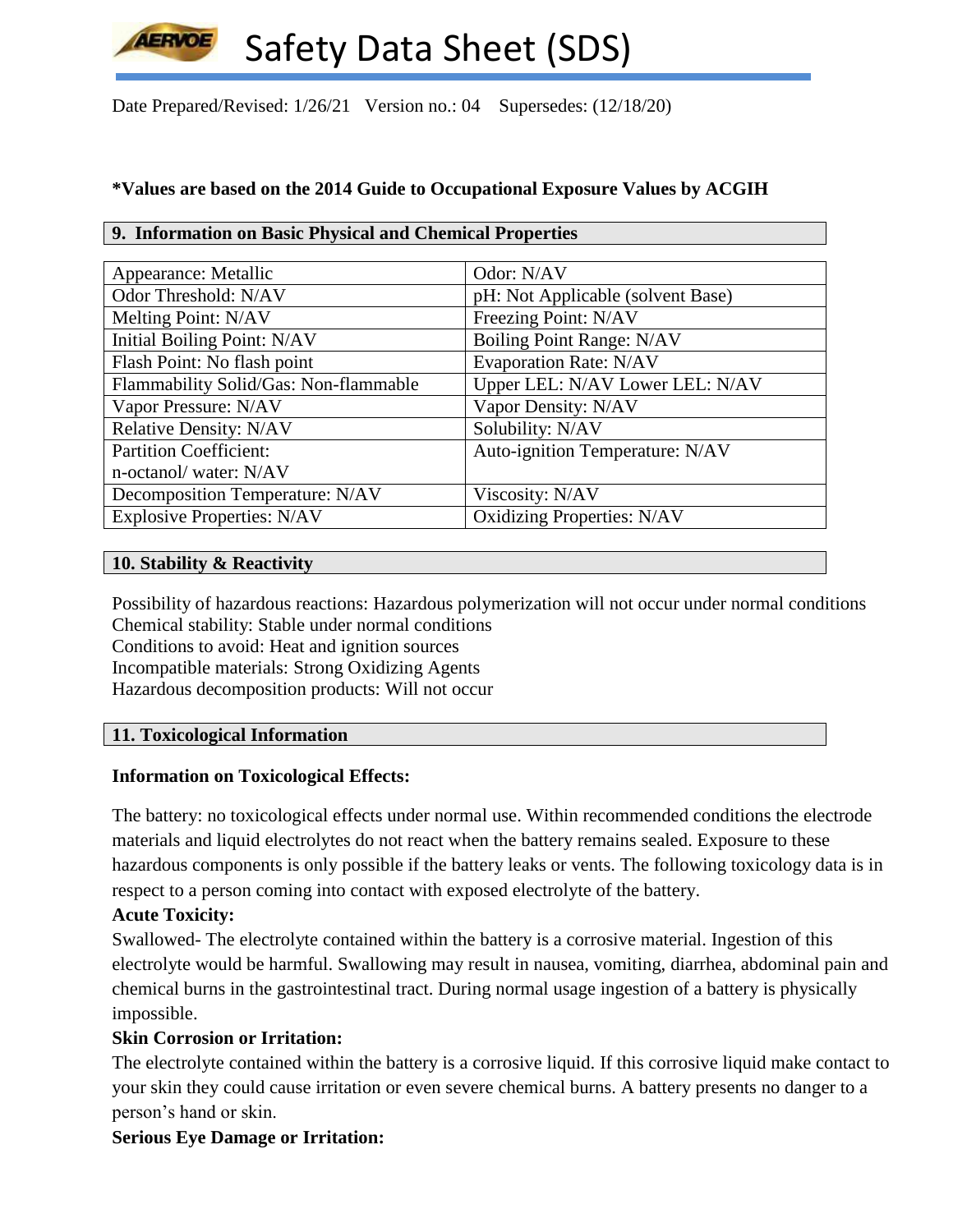Date Prepared/Revised: 1/26/21 Version no.: 04 Supersedes: (12/18/20)

**\*Values are based on the 2014 Guide to Occupational Exposure Values by ACGIH**

## 9. Information on Basic Physical and Chemical Properties

| Appearance: Metallic | Odor: N/AV |
|---|---|
| Odor Threshold: N/AV | pH: Not Applicable (solvent Base) |
| Melting Point: N/AV | Freezing Point: N/AV |
| Initial Boiling Point: N/AV | Boiling Point Range: N/AV |
| Flash Point: No flash point | Evaporation Rate: N/AV |
| Flammability Solid/Gas: Non-flammable | Upper LEL: N/AV Lower LEL: N/AV |
| Vapor Pressure: N/AV | Vapor Density: N/AV |
| Relative Density: N/AV | Solubility: N/AV |
| Partition Coefficient: n-octanol/ water: N/AV | Auto-ignition Temperature: N/AV |
| Decomposition Temperature: N/AV | Viscosity: N/AV |
| Explosive Properties: N/AV | Oxidizing Properties: N/AV |

## 10. Stability & Reactivity

Possibility of hazardous reactions: Hazardous polymerization will not occur under normal conditions
Chemical stability: Stable under normal conditions
Conditions to avoid: Heat and ignition sources
Incompatible materials: Strong Oxidizing Agents
Hazardous decomposition products: Will not occur

## 11. Toxicological Information

**Information on Toxicological Effects:**

The battery: no toxicological effects under normal use. Within recommended conditions the electrode materials and liquid electrolytes do not react when the battery remains sealed. Exposure to these hazardous components is only possible if the battery leaks or vents. The following toxicology data is in respect to a person coming into contact with exposed electrolyte of the battery.

**Acute Toxicity:**

Swallowed- The electrolyte contained within the battery is a corrosive material. Ingestion of this electrolyte would be harmful. Swallowing may result in nausea, vomiting, diarrhea, abdominal pain and chemical burns in the gastrointestinal tract. During normal usage ingestion of a battery is physically impossible.

**Skin Corrosion or Irritation:**

The electrolyte contained within the battery is a corrosive liquid. If this corrosive liquid make contact to your skin they could cause irritation or even severe chemical burns. A battery presents no danger to a person's hand or skin.

**Serious Eye Damage or Irritation:**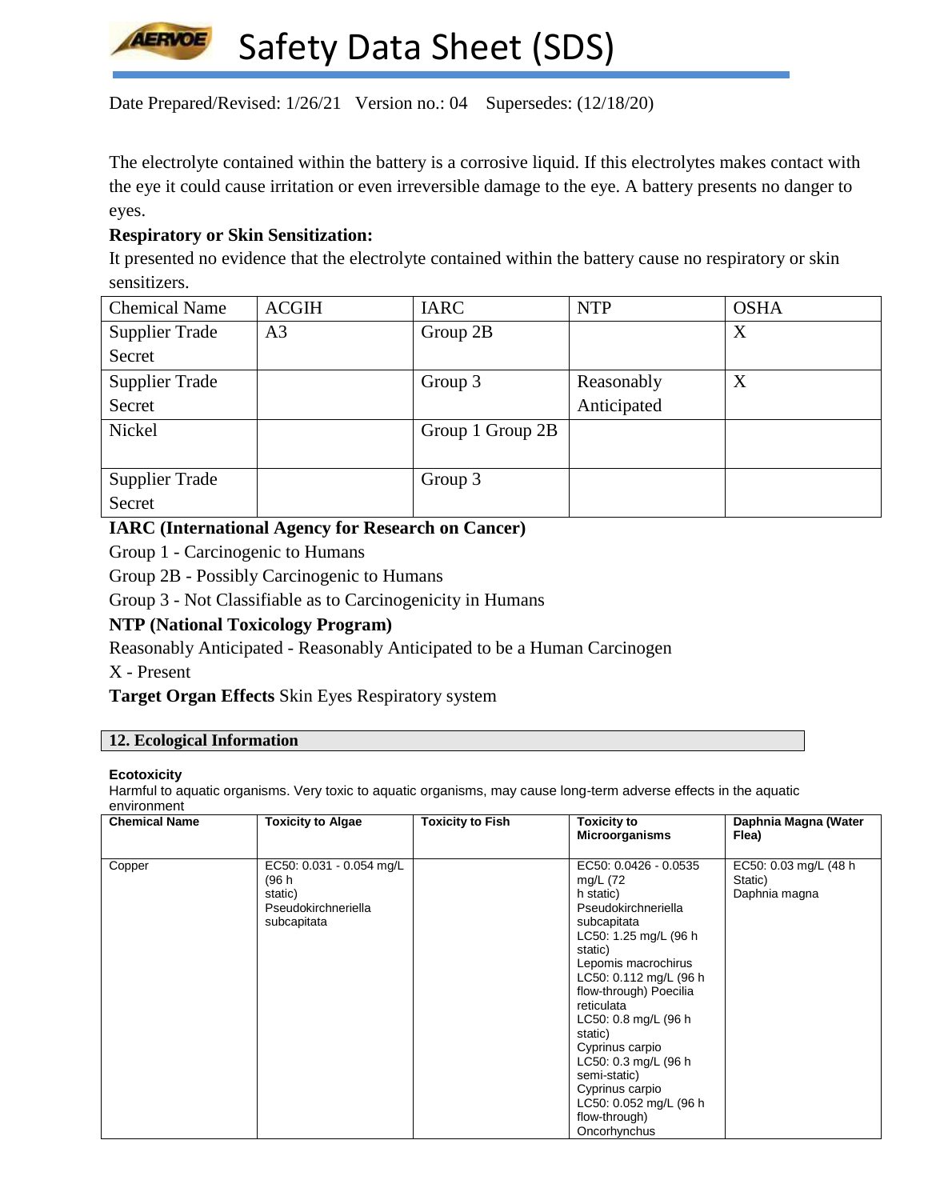Date Prepared/Revised: 1/26/21 Version no.: 04 Supersedes: (12/18/20)

The electrolyte contained within the battery is a corrosive liquid. If this electrolytes makes contact with the eye it could cause irritation or even irreversible damage to the eye. A battery presents no danger to eyes.

**Respiratory or Skin Sensitization:**

It presented no evidence that the electrolyte contained within the battery cause no respiratory or skin sensitizers.

| Chemical Name | ACGIH | IARC | NTP | OSHA |
|---|---|---|---|---|
| Supplier Trade Secret | A3 | Group 2B | | X |
| Supplier Trade Secret | | Group 3 | Reasonably Anticipated | X |
| Nickel | | Group 1 Group 2B | | |
| Supplier Trade Secret | | Group 3 | | |

**IARC (International Agency for Research on Cancer)**

Group 1 - Carcinogenic to Humans

Group 2B - Possibly Carcinogenic to Humans

Group 3 - Not Classifiable as to Carcinogenicity in Humans

**NTP (National Toxicology Program)**

Reasonably Anticipated - Reasonably Anticipated to be a Human Carcinogen

X - Present

**Target Organ Effects** Skin Eyes Respiratory system

## 12. Ecological Information

**Ecotoxicity**

Harmful to aquatic organisms. Very toxic to aquatic organisms, may cause long-term adverse effects in the aquatic environment

| Chemical Name | Toxicity to Algae | Toxicity to Fish | Toxicity to Microorganisms | Daphnia Magna (Water Flea) |
|---|---|---|---|---|
| Copper | EC50: 0.031 - 0.054 mg/L (96 h static) Pseudokirchneriella subcapitata | | EC50: 0.0426 - 0.0535 mg/L (72 h static) Pseudokirchneriella subcapitata LC50: 1.25 mg/L (96 h static) Lepomis macrochirus LC50: 0.112 mg/L (96 h flow-through) Poecilia reticulata LC50: 0.8 mg/L (96 h static) Cyprinus carpio LC50: 0.3 mg/L (96 h semi-static) Cyprinus carpio LC50: 0.052 mg/L (96 h flow-through) Oncorhynchus | EC50: 0.03 mg/L (48 h Static) Daphnia magna |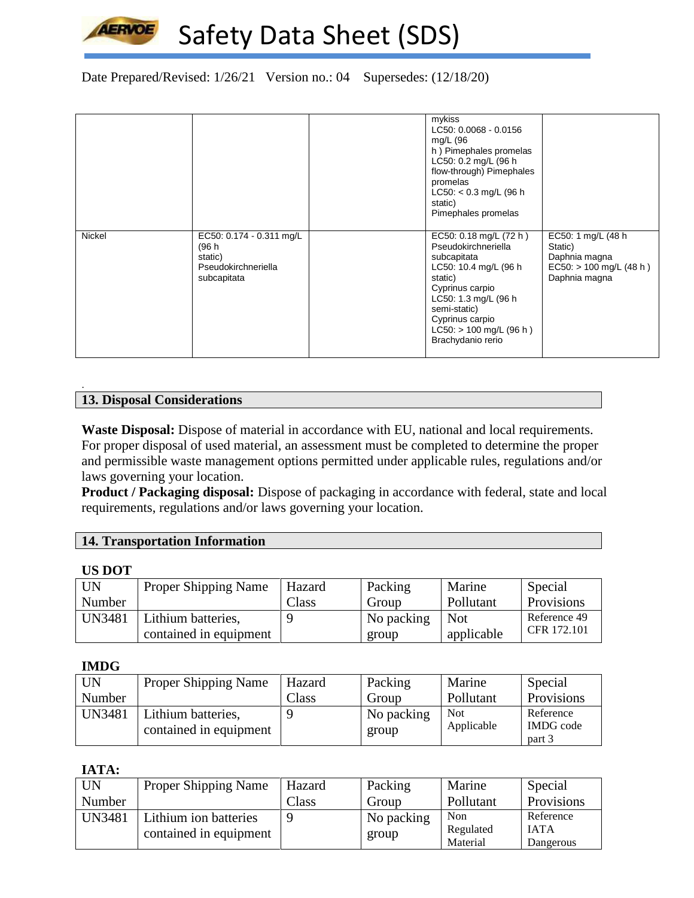| | | | mykiss<br>LC50: 0.0068 - 0.0156 mg/L (96 h ) Pimephales promelas<br>LC50: 0.2 mg/L (96 h flow-through) Pimephales promelas<br>LC50: < 0.3 mg/L (96 h static)<br>Pimephales promelas | |
|---|---|---|---|---|
| Nickel | EC50: 0.174 - 0.311 mg/L (96 h static)<br>Pseudokirchneriella subcapitata | | EC50: 0.18 mg/L (72 h ) Pseudokirchneriella subcapitata<br>LC50: 10.4 mg/L (96 h static)<br>Cyprinus carpio<br>LC50: 1.3 mg/L (96 h semi-static)<br>Cyprinus carpio<br>LC50: > 100 mg/L (96 h ) Brachydanio rerio | EC50: 1 mg/L (48 h Static)<br>Daphnia magna<br>EC50: > 100 mg/L (48 h ) Daphnia magna |

## 13. Disposal Considerations

**Waste Disposal:** Dispose of material in accordance with EU, national and local requirements. For proper disposal of used material, an assessment must be completed to determine the proper and permissible waste management options permitted under applicable rules, regulations and/or laws governing your location.

**Product / Packaging disposal:** Dispose of packaging in accordance with federal, state and local requirements, regulations and/or laws governing your location.

## 14. Transportation Information

**US DOT**

| UN Number | Proper Shipping Name | Hazard Class | Packing Group | Marine Pollutant | Special Provisions |
|---|---|---|---|---|---|
| UN3481 | Lithium batteries, contained in equipment | 9 | No packing group | Not applicable | Reference 49 CFR 172.101 |

**IMDG**

| UN Number | Proper Shipping Name | Hazard Class | Packing Group | Marine Pollutant | Special Provisions |
|---|---|---|---|---|---|
| UN3481 | Lithium batteries, contained in equipment | 9 | No packing group | Not Applicable | Reference IMDG code part 3 |

**IATA:**

| UN Number | Proper Shipping Name | Hazard Class | Packing Group | Marine Pollutant | Special Provisions |
|---|---|---|---|---|---|
| UN3481 | Lithium ion batteries contained in equipment | 9 | No packing group | Non Regulated Material | Reference IATA Dangerous |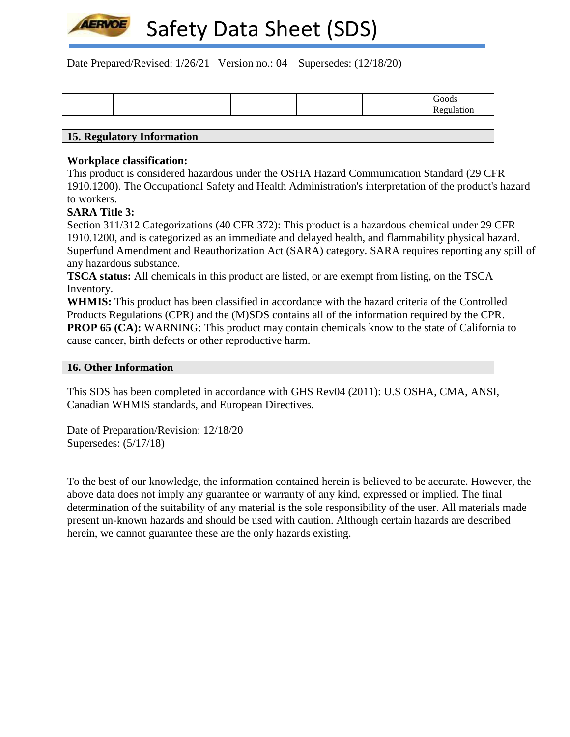| | | | | | |
|---|---|---|---|---|---|
| | | | | | Goods Regulation |

## 15. Regulatory Information

**Workplace classification:**
This product is considered hazardous under the OSHA Hazard Communication Standard (29 CFR 1910.1200). The Occupational Safety and Health Administration's interpretation of the product's hazard to workers.

**SARA Title 3:**
Section 311/312 Categorizations (40 CFR 372): This product is a hazardous chemical under 29 CFR 1910.1200, and is categorized as an immediate and delayed health, and flammability physical hazard. Superfund Amendment and Reauthorization Act (SARA) category. SARA requires reporting any spill of any hazardous substance.

**TSCA status:** All chemicals in this product are listed, or are exempt from listing, on the TSCA Inventory.

**WHMIS:** This product has been classified in accordance with the hazard criteria of the Controlled Products Regulations (CPR) and the (M)SDS contains all of the information required by the CPR.

**PROP 65 (CA):** WARNING: This product may contain chemicals know to the state of California to cause cancer, birth defects or other reproductive harm.

## 16. Other Information

This SDS has been completed in accordance with GHS Rev04 (2011): U.S OSHA, CMA, ANSI, Canadian WHMIS standards, and European Directives.

Date of Preparation/Revision: 12/18/20
Supersedes: (5/17/18)

To the best of our knowledge, the information contained herein is believed to be accurate. However, the above data does not imply any guarantee or warranty of any kind, expressed or implied. The final determination of the suitability of any material is the sole responsibility of the user. All materials made present un-known hazards and should be used with caution. Although certain hazards are described herein, we cannot guarantee these are the only hazards existing.